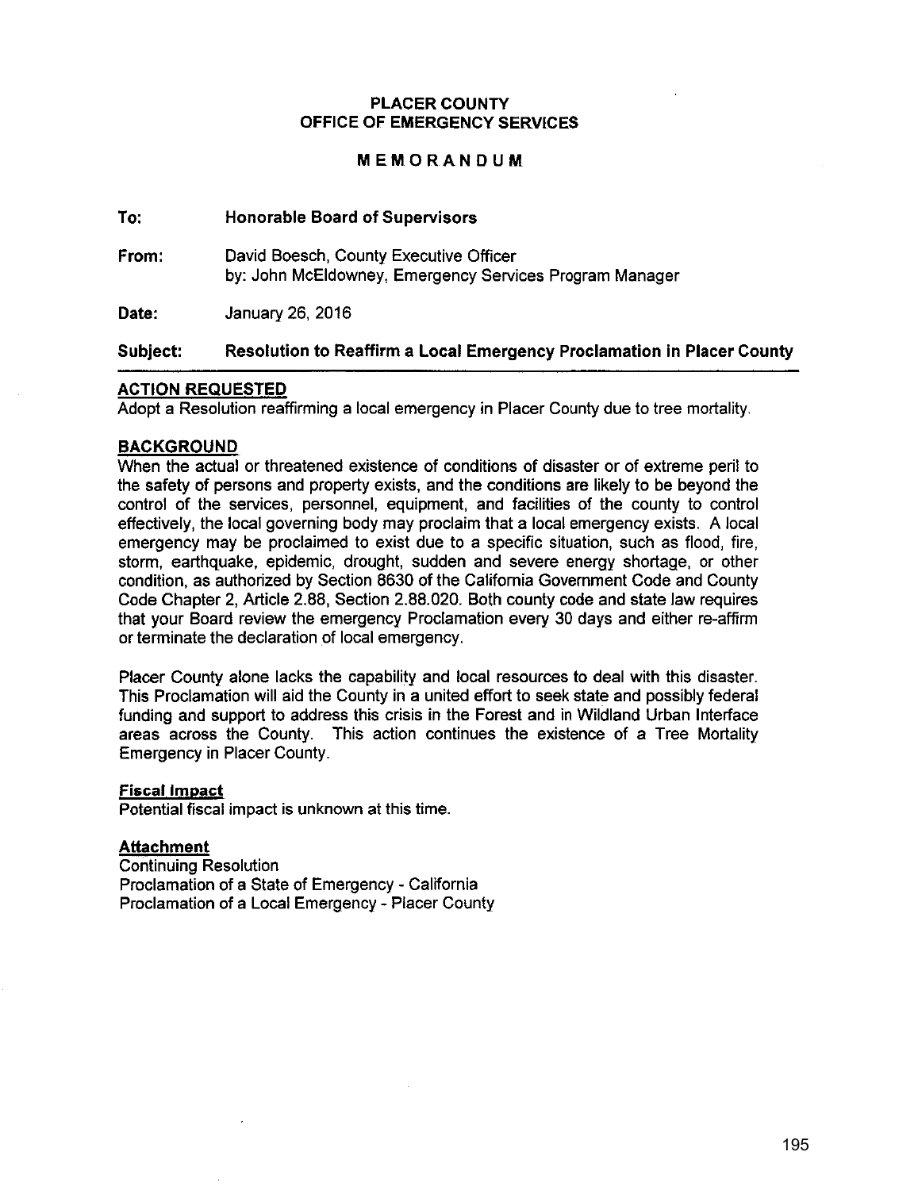# PLACER COUNTY
# OFFICE OF EMERGENCY SERVICES

## MEMORANDUM

**To:** **Honorable Board of Supervisors**

**From:** David Boesch, County Executive Officer
by: John McEldowney, Emergency Services Program Manager

**Date:** January 26, 2016

**Subject:** **Resolution to Reaffirm a Local Emergency Proclamation in Placer County**

---

### ACTION REQUESTED

Adopt a Resolution reaffirming a local emergency in Placer County due to tree mortality.

### BACKGROUND

When the actual or threatened existence of conditions of disaster or of extreme peril to the safety of persons and property exists, and the conditions are likely to be beyond the control of the services, personnel, equipment, and facilities of the county to control effectively, the local governing body may proclaim that a local emergency exists. A local emergency may be proclaimed to exist due to a specific situation, such as flood, fire, storm, earthquake, epidemic, drought, sudden and severe energy shortage, or other condition, as authorized by Section 8630 of the California Government Code and County Code Chapter 2, Article 2.88, Section 2.88.020. Both county code and state law requires that your Board review the emergency Proclamation every 30 days and either re-affirm or terminate the declaration of local emergency.

Placer County alone lacks the capability and local resources to deal with this disaster. This Proclamation will aid the County in a united effort to seek state and possibly federal funding and support to address this crisis in the Forest and in Wildland Urban Interface areas across the County. This action continues the existence of a Tree Mortality Emergency in Placer County.

### Fiscal Impact

Potential fiscal impact is unknown at this time.

### Attachment

Continuing Resolution
Proclamation of a State of Emergency - California
Proclamation of a Local Emergency - Placer County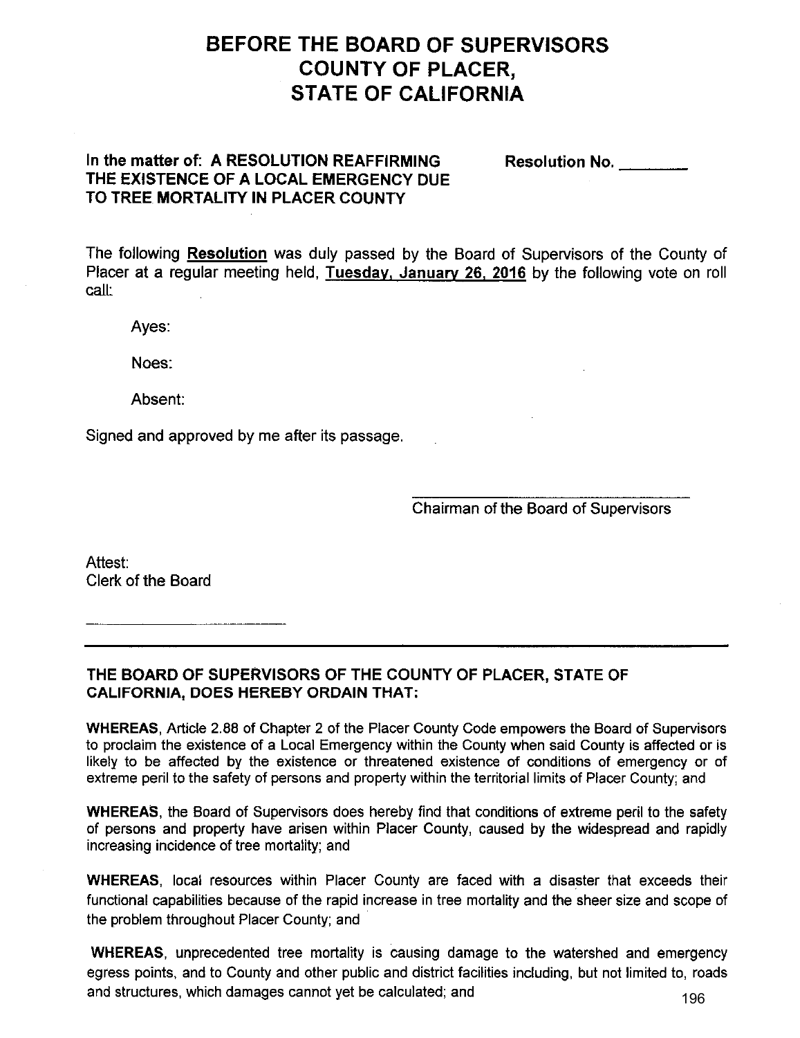# BEFORE THE BOARD OF SUPERVISORS
# COUNTY OF PLACER,
# STATE OF CALIFORNIA

**In the matter of: A RESOLUTION REAFFIRMING THE EXISTENCE OF A LOCAL EMERGENCY DUE TO TREE MORTALITY IN PLACER COUNTY**

**Resolution No. ________**

The following **Resolution** was duly passed by the Board of Supervisors of the County of Placer at a regular meeting held, **Tuesday, January 26, 2016** by the following vote on roll call:

Ayes:

Noes:

Absent:

Signed and approved by me after its passage.

________________________________
Chairman of the Board of Supervisors

Attest:
Clerk of the Board

________________________

---

**THE BOARD OF SUPERVISORS OF THE COUNTY OF PLACER, STATE OF CALIFORNIA, DOES HEREBY ORDAIN THAT:**

**WHEREAS**, Article 2.88 of Chapter 2 of the Placer County Code empowers the Board of Supervisors to proclaim the existence of a Local Emergency within the County when said County is affected or is likely to be affected by the existence or threatened existence of conditions of emergency or of extreme peril to the safety of persons and property within the territorial limits of Placer County; and

**WHEREAS**, the Board of Supervisors does hereby find that conditions of extreme peril to the safety of persons and property have arisen within Placer County, caused by the widespread and rapidly increasing incidence of tree mortality; and

**WHEREAS**, local resources within Placer County are faced with a disaster that exceeds their functional capabilities because of the rapid increase in tree mortality and the sheer size and scope of the problem throughout Placer County; and

**WHEREAS**, unprecedented tree mortality is causing damage to the watershed and emergency egress points, and to County and other public and district facilities including, but not limited to, roads and structures, which damages cannot yet be calculated; and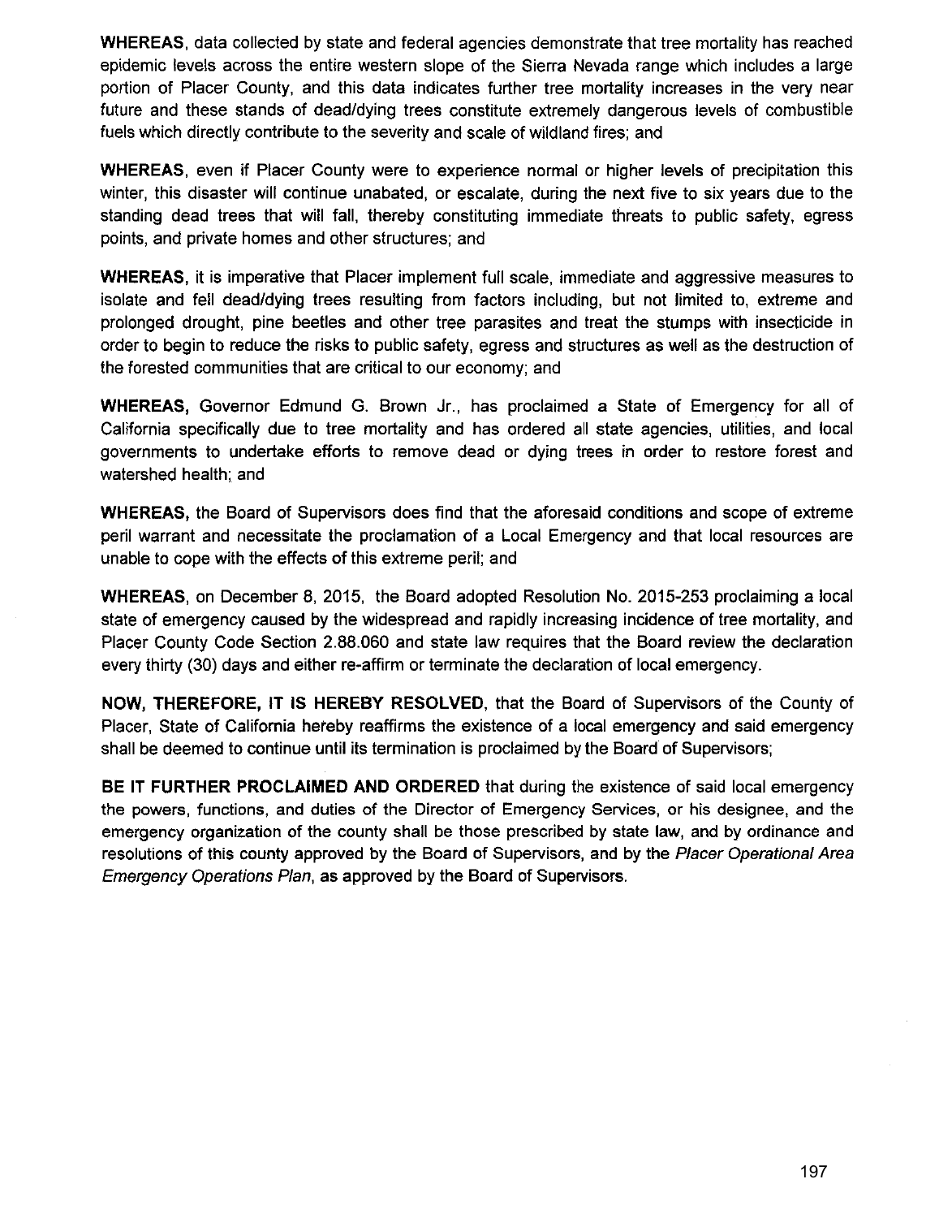**WHEREAS**, data collected by state and federal agencies demonstrate that tree mortality has reached epidemic levels across the entire western slope of the Sierra Nevada range which includes a large portion of Placer County, and this data indicates further tree mortality increases in the very near future and these stands of dead/dying trees constitute extremely dangerous levels of combustible fuels which directly contribute to the severity and scale of wildland fires; and

**WHEREAS**, even if Placer County were to experience normal or higher levels of precipitation this winter, this disaster will continue unabated, or escalate, during the next five to six years due to the standing dead trees that will fall, thereby constituting immediate threats to public safety, egress points, and private homes and other structures; and

**WHEREAS**, it is imperative that Placer implement full scale, immediate and aggressive measures to isolate and fell dead/dying trees resulting from factors including, but not limited to, extreme and prolonged drought, pine beetles and other tree parasites and treat the stumps with insecticide in order to begin to reduce the risks to public safety, egress and structures as well as the destruction of the forested communities that are critical to our economy; and

**WHEREAS,** Governor Edmund G. Brown Jr., has proclaimed a State of Emergency for all of California specifically due to tree mortality and has ordered all state agencies, utilities, and local governments to undertake efforts to remove dead or dying trees in order to restore forest and watershed health; and

**WHEREAS,** the Board of Supervisors does find that the aforesaid conditions and scope of extreme peril warrant and necessitate the proclamation of a Local Emergency and that local resources are unable to cope with the effects of this extreme peril; and

**WHEREAS,** on December 8, 2015, the Board adopted Resolution No. 2015-253 proclaiming a local state of emergency caused by the widespread and rapidly increasing incidence of tree mortality, and Placer County Code Section 2.88.060 and state law requires that the Board review the declaration every thirty (30) days and either re-affirm or terminate the declaration of local emergency.

**NOW, THEREFORE, IT IS HEREBY RESOLVED**, that the Board of Supervisors of the County of Placer, State of California hereby reaffirms the existence of a local emergency and said emergency shall be deemed to continue until its termination is proclaimed by the Board of Supervisors;

**BE IT FURTHER PROCLAIMED AND ORDERED** that during the existence of said local emergency the powers, functions, and duties of the Director of Emergency Services, or his designee, and the emergency organization of the county shall be those prescribed by state law, and by ordinance and resolutions of this county approved by the Board of Supervisors, and by the *Placer Operational Area Emergency Operations Plan*, as approved by the Board of Supervisors.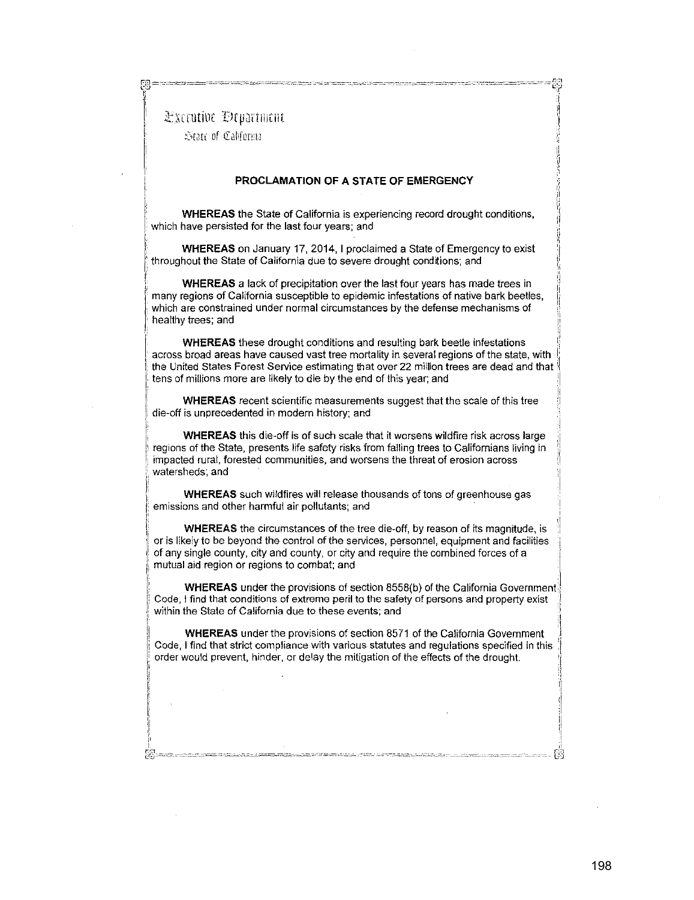Executive Department

State of California

## PROCLAMATION OF A STATE OF EMERGENCY

**WHEREAS** the State of California is experiencing record drought conditions, which have persisted for the last four years; and

**WHEREAS** on January 17, 2014, I proclaimed a State of Emergency to exist throughout the State of California due to severe drought conditions; and

**WHEREAS** a lack of precipitation over the last four years has made trees in many regions of California susceptible to epidemic infestations of native bark beetles, which are constrained under normal circumstances by the defense mechanisms of healthy trees; and

**WHEREAS** these drought conditions and resulting bark beetle infestations across broad areas have caused vast tree mortality in several regions of the state, with the United States Forest Service estimating that over 22 million trees are dead and that tens of millions more are likely to die by the end of this year; and

**WHEREAS** recent scientific measurements suggest that the scale of this tree die-off is unprecedented in modern history; and

**WHEREAS** this die-off is of such scale that it worsens wildfire risk across large regions of the State, presents life safety risks from falling trees to Californians living in impacted rural, forested communities, and worsens the threat of erosion across watersheds; and

**WHEREAS** such wildfires will release thousands of tons of greenhouse gas emissions and other harmful air pollutants; and

**WHEREAS** the circumstances of the tree die-off, by reason of its magnitude, is or is likely to be beyond the control of the services, personnel, equipment and facilities of any single county, city and county, or city and require the combined forces of a mutual aid region or regions to combat; and

**WHEREAS** under the provisions of section 8558(b) of the California Government Code, I find that conditions of extreme peril to the safety of persons and property exist within the State of California due to these events; and

**WHEREAS** under the provisions of section 8571 of the California Government Code, I find that strict compliance with various statutes and regulations specified in this order would prevent, hinder, or delay the mitigation of the effects of the drought.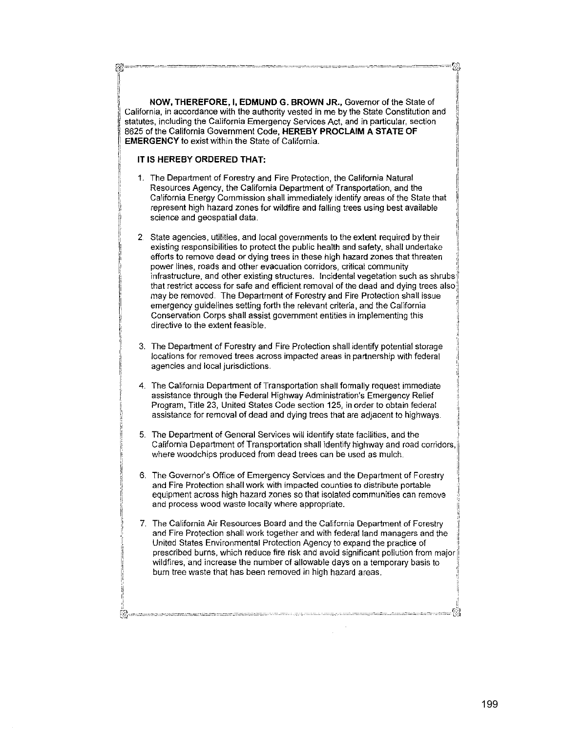**NOW, THEREFORE, I, EDMUND G. BROWN JR.,** Governor of the State of California, in accordance with the authority vested in me by the State Constitution and statutes, including the California Emergency Services Act, and in particular, section 8625 of the California Government Code, **HEREBY PROCLAIM A STATE OF EMERGENCY** to exist within the State of California.

**IT IS HEREBY ORDERED THAT:**

1. The Department of Forestry and Fire Protection, the California Natural Resources Agency, the California Department of Transportation, and the California Energy Commission shall immediately identify areas of the State that represent high hazard zones for wildfire and falling trees using best available science and geospatial data.

2. State agencies, utilities, and local governments to the extent required by their existing responsibilities to protect the public health and safety, shall undertake efforts to remove dead or dying trees in these high hazard zones that threaten power lines, roads and other evacuation corridors, critical community infrastructure, and other existing structures. Incidental vegetation such as shrubs that restrict access for safe and efficient removal of the dead and dying trees also may be removed. The Department of Forestry and Fire Protection shall issue emergency guidelines setting forth the relevant criteria, and the California Conservation Corps shall assist government entities in implementing this directive to the extent feasible.

3. The Department of Forestry and Fire Protection shall identify potential storage locations for removed trees across impacted areas in partnership with federal agencies and local jurisdictions.

4. The California Department of Transportation shall formally request immediate assistance through the Federal Highway Administration's Emergency Relief Program, Title 23, United States Code section 125, in order to obtain federal assistance for removal of dead and dying trees that are adjacent to highways.

5. The Department of General Services will identify state facilities, and the California Department of Transportation shall identify highway and road corridors, where woodchips produced from dead trees can be used as mulch.

6. The Governor's Office of Emergency Services and the Department of Forestry and Fire Protection shall work with impacted counties to distribute portable equipment across high hazard zones so that isolated communities can remove and process wood waste locally where appropriate.

7. The California Air Resources Board and the California Department of Forestry and Fire Protection shall work together and with federal land managers and the United States Environmental Protection Agency to expand the practice of prescribed burns, which reduce fire risk and avoid significant pollution from major wildfires, and increase the number of allowable days on a temporary basis to burn tree waste that has been removed in high hazard areas.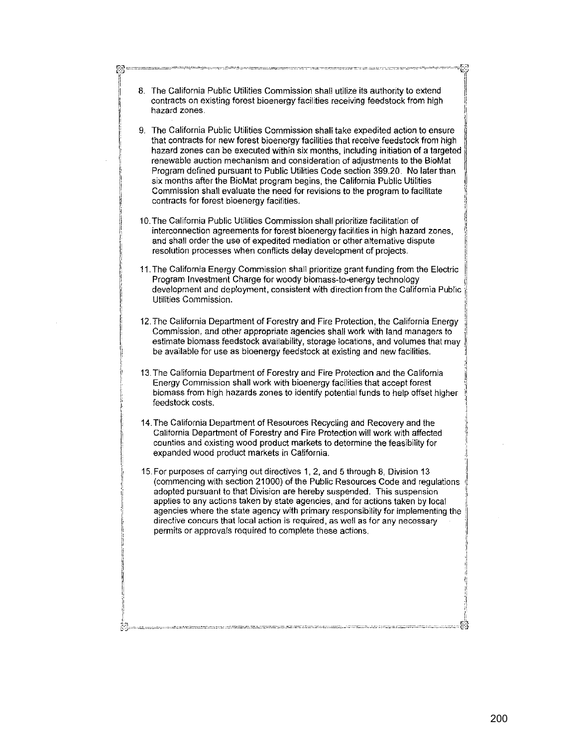8. The California Public Utilities Commission shall utilize its authority to extend contracts on existing forest bioenergy facilities receiving feedstock from high hazard zones.

9. The California Public Utilities Commission shall take expedited action to ensure that contracts for new forest bioenergy facilities that receive feedstock from high hazard zones can be executed within six months, including initiation of a targeted renewable auction mechanism and consideration of adjustments to the BioMat Program defined pursuant to Public Utilities Code section 399.20. No later than six months after the BioMat program begins, the California Public Utilities Commission shall evaluate the need for revisions to the program to facilitate contracts for forest bioenergy facilities.

10. The California Public Utilities Commission shall prioritize facilitation of interconnection agreements for forest bioenergy facilities in high hazard zones, and shall order the use of expedited mediation or other alternative dispute resolution processes when conflicts delay development of projects.

11. The California Energy Commission shall prioritize grant funding from the Electric Program Investment Charge for woody biomass-to-energy technology development and deployment, consistent with direction from the California Public Utilities Commission.

12. The California Department of Forestry and Fire Protection, the California Energy Commission, and other appropriate agencies shall work with land managers to estimate biomass feedstock availability, storage locations, and volumes that may be available for use as bioenergy feedstock at existing and new facilities.

13. The California Department of Forestry and Fire Protection and the California Energy Commission shall work with bioenergy facilities that accept forest biomass from high hazards zones to identify potential funds to help offset higher feedstock costs.

14. The California Department of Resources Recycling and Recovery and the California Department of Forestry and Fire Protection will work with affected counties and existing wood product markets to determine the feasibility for expanded wood product markets in California.

15. For purposes of carrying out directives 1, 2, and 5 through 8, Division 13 (commencing with section 21000) of the Public Resources Code and regulations adopted pursuant to that Division are hereby suspended. This suspension applies to any actions taken by state agencies, and for actions taken by local agencies where the state agency with primary responsibility for implementing the directive concurs that local action is required, as well as for any necessary permits or approvals required to complete these actions.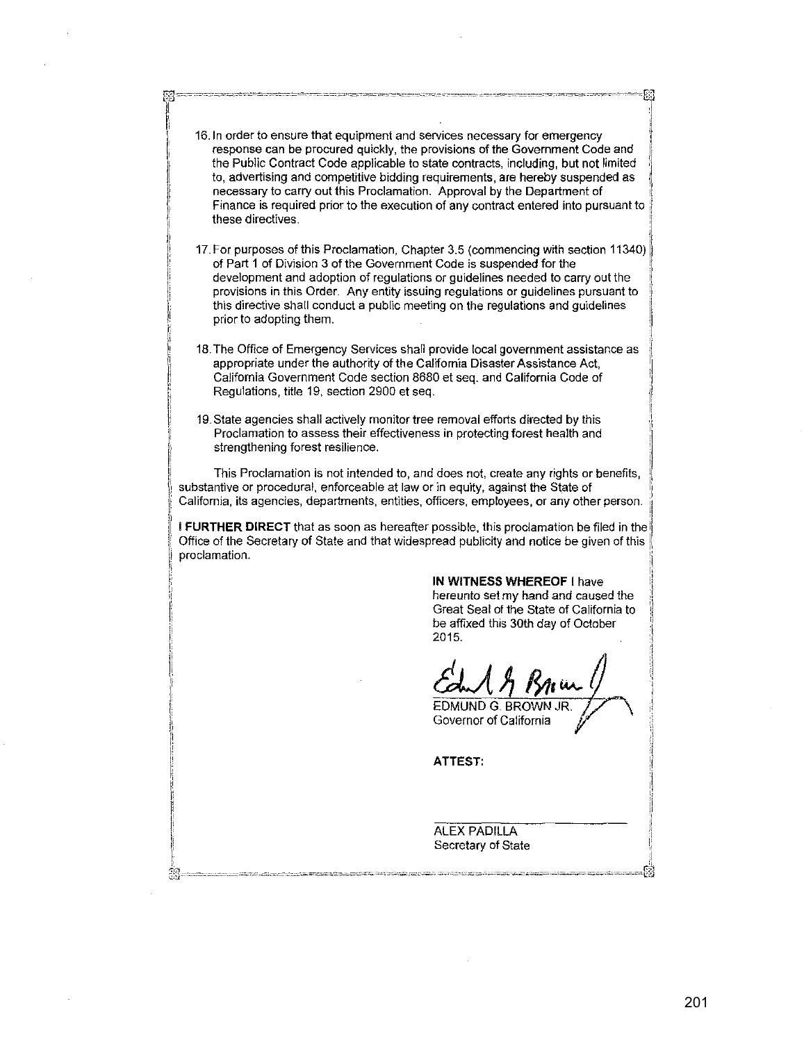16. In order to ensure that equipment and services necessary for emergency response can be procured quickly, the provisions of the Government Code and the Public Contract Code applicable to state contracts, including, but not limited to, advertising and competitive bidding requirements, are hereby suspended as necessary to carry out this Proclamation. Approval by the Department of Finance is required prior to the execution of any contract entered into pursuant to these directives.

17. For purposes of this Proclamation, Chapter 3.5 (commencing with section 11340) of Part 1 of Division 3 of the Government Code is suspended for the development and adoption of regulations or guidelines needed to carry out the provisions in this Order. Any entity issuing regulations or guidelines pursuant to this directive shall conduct a public meeting on the regulations and guidelines prior to adopting them.

18. The Office of Emergency Services shall provide local government assistance as appropriate under the authority of the California Disaster Assistance Act, California Government Code section 8680 et seq. and California Code of Regulations, title 19, section 2900 et seq.

19. State agencies shall actively monitor tree removal efforts directed by this Proclamation to assess their effectiveness in protecting forest health and strengthening forest resilience.

This Proclamation is not intended to, and does not, create any rights or benefits, substantive or procedural, enforceable at law or in equity, against the State of California, its agencies, departments, entities, officers, employees, or any other person.

**I FURTHER DIRECT** that as soon as hereafter possible, this proclamation be filed in the Office of the Secretary of State and that widespread publicity and notice be given of this proclamation.

**IN WITNESS WHEREOF** I have hereunto set my hand and caused the Great Seal of the State of California to be affixed this 30th day of October 2015.

EDMUND G. BROWN JR.
Governor of California

**ATTEST:**

ALEX PADILLA
Secretary of State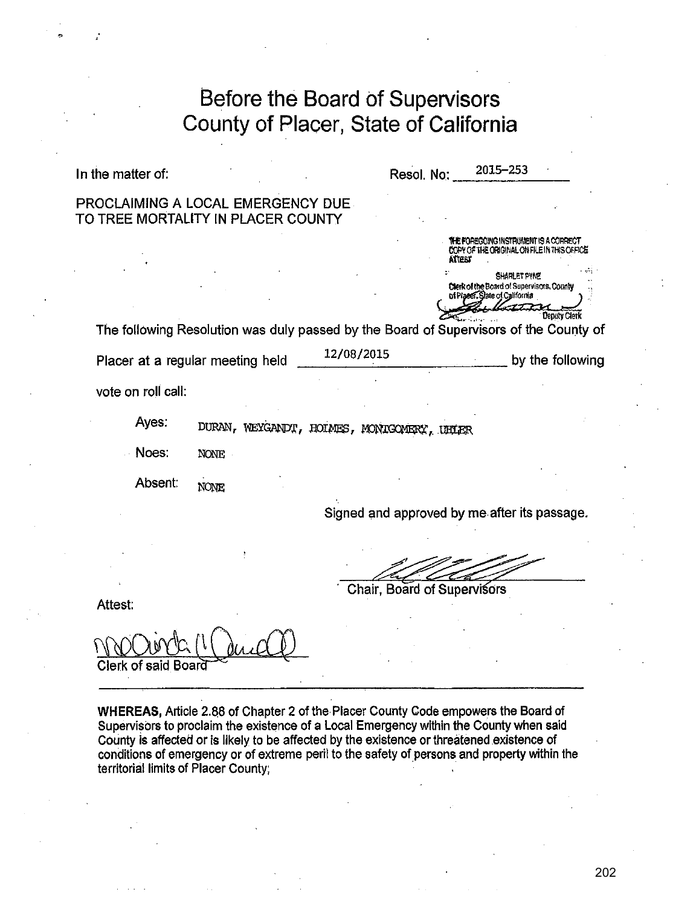# Before the Board of Supervisors County of Placer, State of California

In the matter of:

PROCLAIMING A LOCAL EMERGENCY DUE TO TREE MORTALITY IN PLACER COUNTY

Resol. No: 2015-253

THE FOREGOING INSTRUMENT IS A CORRECT COPY OF THE ORIGINAL ON FILE IN THIS OFFICE
Attest
SHARLET PYNE
Clerk of the Board of Supervisors, County of Placer, State of California
Deputy Clerk

The following Resolution was duly passed by the Board of Supervisors of the County of Placer at a regular meeting held 12/08/2015 by the following vote on roll call:

Ayes: DURAN, WEYGANDT, HOLMES, MONTGOMERY, UHLER

Noes: NONE

Absent: NONE

Signed and approved by me after its passage.

Chair, Board of Supervisors

Attest:

Clerk of said Board

---

**WHEREAS,** Article 2.88 of Chapter 2 of the Placer County Code empowers the Board of Supervisors to proclaim the existence of a Local Emergency within the County when said County is affected or is likely to be affected by the existence or threatened existence of conditions of emergency or of extreme peril to the safety of persons and property within the territorial limits of Placer County;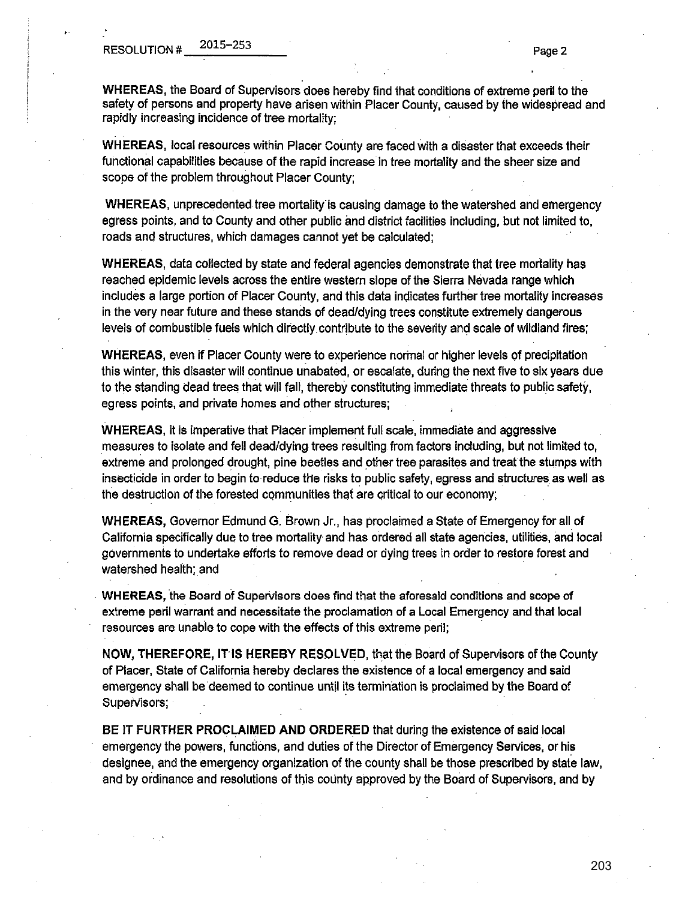**WHEREAS**, the Board of Supervisors does hereby find that conditions of extreme peril to the safety of persons and property have arisen within Placer County, caused by the widespread and rapidly increasing incidence of tree mortality;

**WHEREAS**, local resources within Placer County are faced with a disaster that exceeds their functional capabilities because of the rapid increase in tree mortality and the sheer size and scope of the problem throughout Placer County;

**WHEREAS**, unprecedented tree mortality is causing damage to the watershed and emergency egress points, and to County and other public and district facilities including, but not limited to, roads and structures, which damages cannot yet be calculated;

**WHEREAS**, data collected by state and federal agencies demonstrate that tree mortality has reached epidemic levels across the entire western slope of the Sierra Nevada range which includes a large portion of Placer County, and this data indicates further tree mortality increases in the very near future and these stands of dead/dying trees constitute extremely dangerous levels of combustible fuels which directly contribute to the severity and scale of wildland fires;

**WHEREAS**, even if Placer County were to experience normal or higher levels of precipitation this winter, this disaster will continue unabated, or escalate, during the next five to six years due to the standing dead trees that will fall, thereby constituting immediate threats to public safety, egress points, and private homes and other structures;

**WHEREAS**, it is imperative that Placer implement full scale, immediate and aggressive measures to isolate and fell dead/dying trees resulting from factors including, but not limited to, extreme and prolonged drought, pine beetles and other tree parasites and treat the stumps with insecticide in order to begin to reduce the risks to public safety, egress and structures as well as the destruction of the forested communities that are critical to our economy;

**WHEREAS**, Governor Edmund G. Brown Jr., has proclaimed a State of Emergency for all of California specifically due to tree mortality and has ordered all state agencies, utilities, and local governments to undertake efforts to remove dead or dying trees in order to restore forest and watershed health; and

**WHEREAS**, the Board of Supervisors does find that the aforesaid conditions and scope of extreme peril warrant and necessitate the proclamation of a Local Emergency and that local resources are unable to cope with the effects of this extreme peril;

**NOW, THEREFORE, IT IS HEREBY RESOLVED**, that the Board of Supervisors of the County of Placer, State of California hereby declares the existence of a local emergency and said emergency shall be deemed to continue until its termination is proclaimed by the Board of Supervisors;

**BE IT FURTHER PROCLAIMED AND ORDERED** that during the existence of said local emergency the powers, functions, and duties of the Director of Emergency Services, or his designee, and the emergency organization of the county shall be those prescribed by state law, and by ordinance and resolutions of this county approved by the Board of Supervisors, and by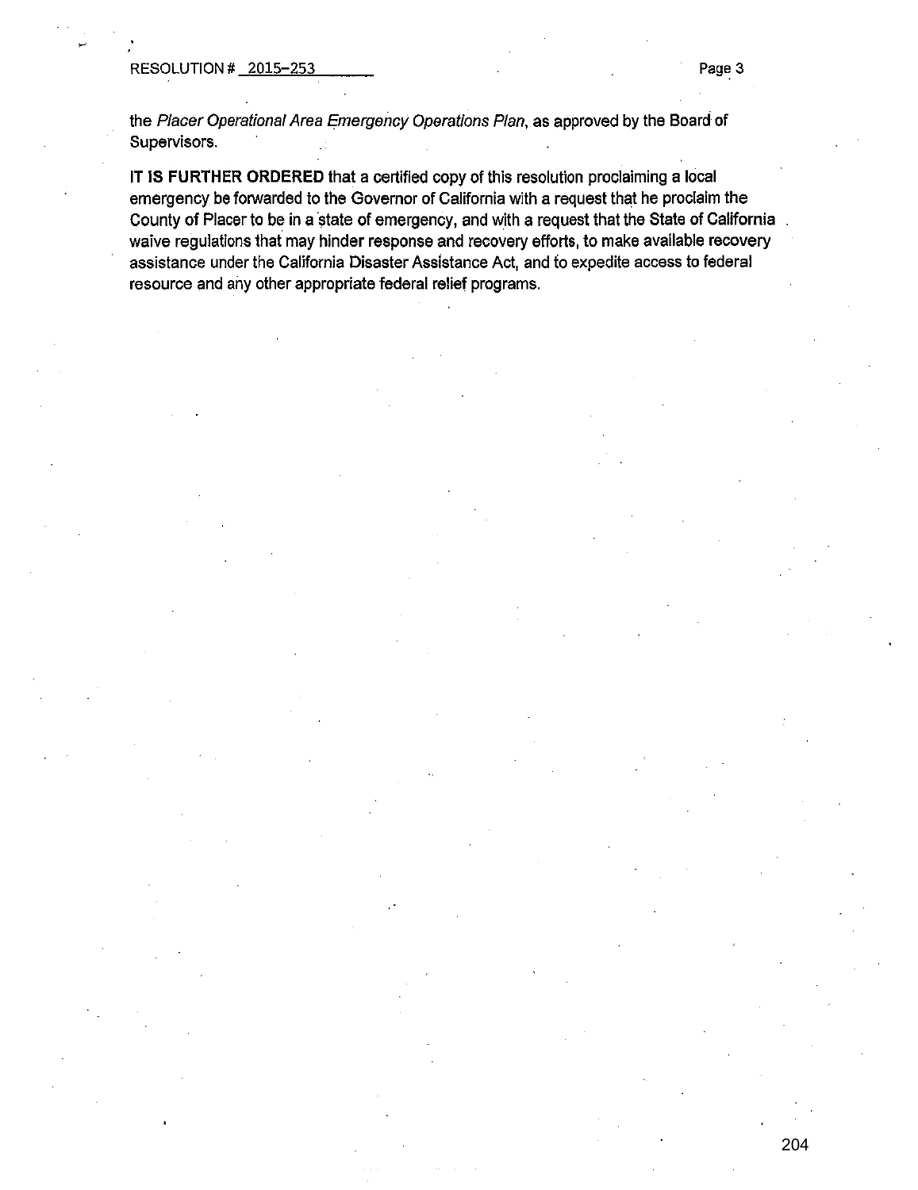the *Placer Operational Area Emergency Operations Plan*, as approved by the Board of Supervisors.

**IT IS FURTHER ORDERED** that a certified copy of this resolution proclaiming a local emergency be forwarded to the Governor of California with a request that he proclaim the County of Placer to be in a state of emergency, and with a request that the State of California waive regulations that may hinder response and recovery efforts, to make available recovery assistance under the California Disaster Assistance Act, and to expedite access to federal resource and any other appropriate federal relief programs.